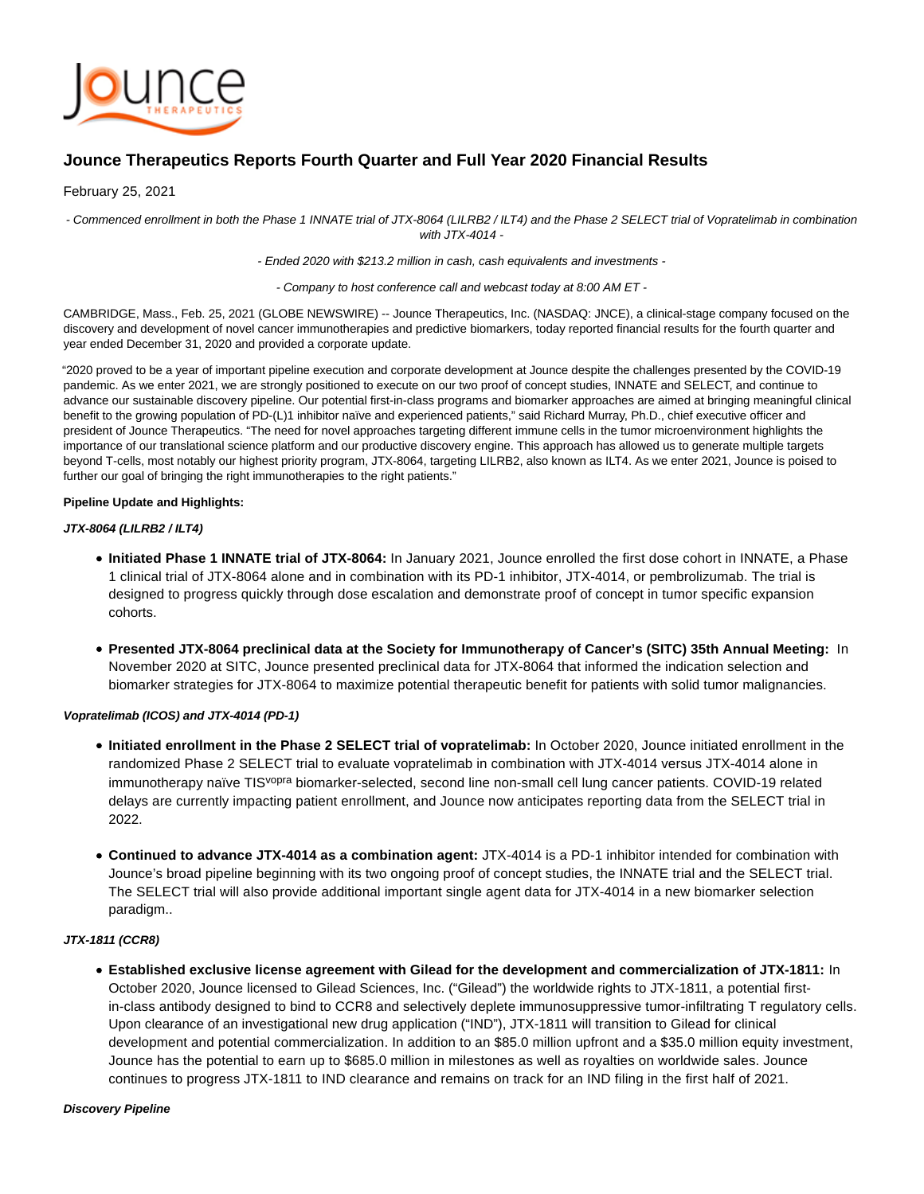# Jounce Therapeutics Reports Fourth Quarter and Full Year 2020 Financial Results

February 25, 2021

*- Commenced enrollment in both the Phase 1 INNATE trial of JTX-8064 (LILRB2 / ILT4) and the Phase 2 SELECT trial of Vopratelimab in combination with JTX-4014 -*

*- Ended 2020 with $213.2 million in cash, cash equivalents and investments -*

*- Company to host conference call and webcast today at 8:00 AM ET -*

CAMBRIDGE, Mass., Feb. 25, 2021 (GLOBE NEWSWIRE) -- Jounce Therapeutics, Inc. (NASDAQ: JNCE), a clinical-stage company focused on the discovery and development of novel cancer immunotherapies and predictive biomarkers, today reported financial results for the fourth quarter and year ended December 31, 2020 and provided a corporate update.

"2020 proved to be a year of important pipeline execution and corporate development at Jounce despite the challenges presented by the COVID-19 pandemic. As we enter 2021, we are strongly positioned to execute on our two proof of concept studies, INNATE and SELECT, and continue to advance our sustainable discovery pipeline. Our potential first-in-class programs and biomarker approaches are aimed at bringing meaningful clinical benefit to the growing population of PD-(L)1 inhibitor naïve and experienced patients," said Richard Murray, Ph.D., chief executive officer and president of Jounce Therapeutics. "The need for novel approaches targeting different immune cells in the tumor microenvironment highlights the importance of our translational science platform and our productive discovery engine. This approach has allowed us to generate multiple targets beyond T-cells, most notably our highest priority program, JTX-8064, targeting LILRB2, also known as ILT4. As we enter 2021, Jounce is poised to further our goal of bringing the right immunotherapies to the right patients."

**Pipeline Update and Highlights:**

***JTX-8064 (LILRB2 / ILT4)***

- **Initiated Phase 1 INNATE trial of JTX-8064:** In January 2021, Jounce enrolled the first dose cohort in INNATE, a Phase 1 clinical trial of JTX-8064 alone and in combination with its PD-1 inhibitor, JTX-4014, or pembrolizumab. The trial is designed to progress quickly through dose escalation and demonstrate proof of concept in tumor specific expansion cohorts.
- **Presented JTX-8064 preclinical data at the Society for Immunotherapy of Cancer's (SITC) 35th Annual Meeting:** In November 2020 at SITC, Jounce presented preclinical data for JTX-8064 that informed the indication selection and biomarker strategies for JTX-8064 to maximize potential therapeutic benefit for patients with solid tumor malignancies.

***Vopratelimab (ICOS) and JTX-4014 (PD-1)***

- **Initiated enrollment in the Phase 2 SELECT trial of vopratelimab:** In October 2020, Jounce initiated enrollment in the randomized Phase 2 SELECT trial to evaluate vopratelimab in combination with JTX-4014 versus JTX-4014 alone in immunotherapy naïve TIS$^{vopra}$ biomarker-selected, second line non-small cell lung cancer patients. COVID-19 related delays are currently impacting patient enrollment, and Jounce now anticipates reporting data from the SELECT trial in 2022.
- **Continued to advance JTX-4014 as a combination agent:** JTX-4014 is a PD-1 inhibitor intended for combination with Jounce's broad pipeline beginning with its two ongoing proof of concept studies, the INNATE trial and the SELECT trial. The SELECT trial will also provide additional important single agent data for JTX-4014 in a new biomarker selection paradigm..

***JTX-1811 (CCR8)***

- **Established exclusive license agreement with Gilead for the development and commercialization of JTX-1811:** In October 2020, Jounce licensed to Gilead Sciences, Inc. ("Gilead") the worldwide rights to JTX-1811, a potential first-in-class antibody designed to bind to CCR8 and selectively deplete immunosuppressive tumor-infiltrating T regulatory cells. Upon clearance of an investigational new drug application ("IND"), JTX-1811 will transition to Gilead for clinical development and potential commercialization. In addition to an $85.0 million upfront and a $35.0 million equity investment, Jounce has the potential to earn up to $685.0 million in milestones as well as royalties on worldwide sales. Jounce continues to progress JTX-1811 to IND clearance and remains on track for an IND filing in the first half of 2021.

***Discovery Pipeline***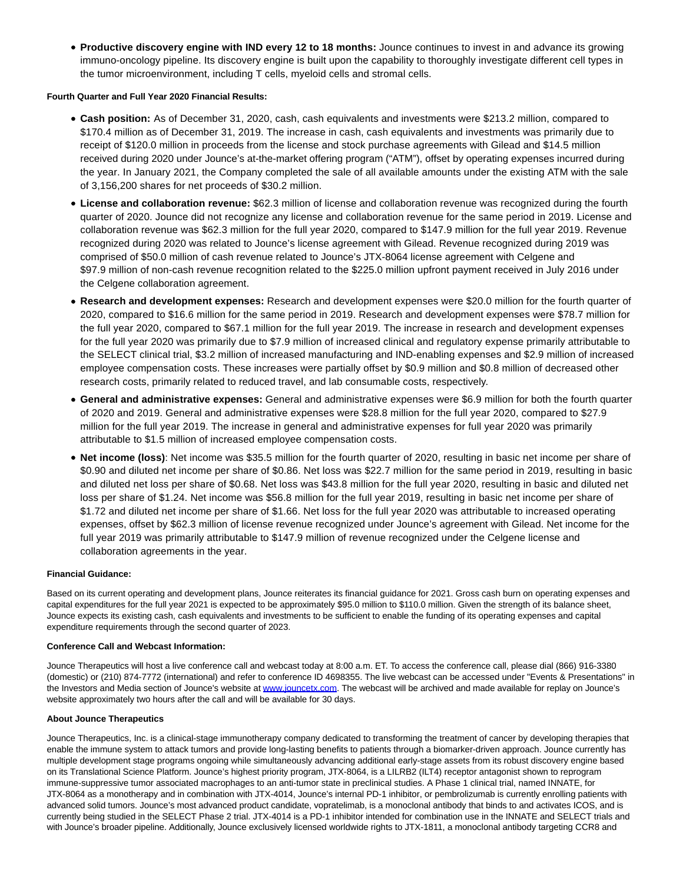- **Productive discovery engine with IND every 12 to 18 months:** Jounce continues to invest in and advance its growing immuno-oncology pipeline. Its discovery engine is built upon the capability to thoroughly investigate different cell types in the tumor microenvironment, including T cells, myeloid cells and stromal cells.

**Fourth Quarter and Full Year 2020 Financial Results:**

- **Cash position:** As of December 31, 2020, cash, cash equivalents and investments were $213.2 million, compared to $170.4 million as of December 31, 2019. The increase in cash, cash equivalents and investments was primarily due to receipt of $120.0 million in proceeds from the license and stock purchase agreements with Gilead and $14.5 million received during 2020 under Jounce's at-the-market offering program ("ATM"), offset by operating expenses incurred during the year. In January 2021, the Company completed the sale of all available amounts under the existing ATM with the sale of 3,156,200 shares for net proceeds of $30.2 million.
- **License and collaboration revenue:** $62.3 million of license and collaboration revenue was recognized during the fourth quarter of 2020. Jounce did not recognize any license and collaboration revenue for the same period in 2019. License and collaboration revenue was $62.3 million for the full year 2020, compared to $147.9 million for the full year 2019. Revenue recognized during 2020 was related to Jounce's license agreement with Gilead. Revenue recognized during 2019 was comprised of $50.0 million of cash revenue related to Jounce's JTX-8064 license agreement with Celgene and $97.9 million of non-cash revenue recognition related to the $225.0 million upfront payment received in July 2016 under the Celgene collaboration agreement.
- **Research and development expenses:** Research and development expenses were $20.0 million for the fourth quarter of 2020, compared to $16.6 million for the same period in 2019. Research and development expenses were $78.7 million for the full year 2020, compared to $67.1 million for the full year 2019. The increase in research and development expenses for the full year 2020 was primarily due to $7.9 million of increased clinical and regulatory expense primarily attributable to the SELECT clinical trial, $3.2 million of increased manufacturing and IND-enabling expenses and $2.9 million of increased employee compensation costs. These increases were partially offset by $0.9 million and $0.8 million of decreased other research costs, primarily related to reduced travel, and lab consumable costs, respectively.
- **General and administrative expenses:** General and administrative expenses were $6.9 million for both the fourth quarter of 2020 and 2019. General and administrative expenses were $28.8 million for the full year 2020, compared to $27.9 million for the full year 2019. The increase in general and administrative expenses for full year 2020 was primarily attributable to $1.5 million of increased employee compensation costs.
- **Net income (loss)**: Net income was $35.5 million for the fourth quarter of 2020, resulting in basic net income per share of $0.90 and diluted net income per share of $0.86. Net loss was $22.7 million for the same period in 2019, resulting in basic and diluted net loss per share of $0.68. Net loss was $43.8 million for the full year 2020, resulting in basic and diluted net loss per share of $1.24. Net income was $56.8 million for the full year 2019, resulting in basic net income per share of $1.72 and diluted net income per share of $1.66. Net loss for the full year 2020 was attributable to increased operating expenses, offset by $62.3 million of license revenue recognized under Jounce's agreement with Gilead. Net income for the full year 2019 was primarily attributable to $147.9 million of revenue recognized under the Celgene license and collaboration agreements in the year.

**Financial Guidance:**

Based on its current operating and development plans, Jounce reiterates its financial guidance for 2021. Gross cash burn on operating expenses and capital expenditures for the full year 2021 is expected to be approximately $95.0 million to $110.0 million. Given the strength of its balance sheet, Jounce expects its existing cash, cash equivalents and investments to be sufficient to enable the funding of its operating expenses and capital expenditure requirements through the second quarter of 2023.

**Conference Call and Webcast Information:**

Jounce Therapeutics will host a live conference call and webcast today at 8:00 a.m. ET. To access the conference call, please dial (866) 916-3380 (domestic) or (210) 874-7772 (international) and refer to conference ID 4698355. The live webcast can be accessed under "Events & Presentations" in the Investors and Media section of Jounce's website at www.jouncetx.com. The webcast will be archived and made available for replay on Jounce's website approximately two hours after the call and will be available for 30 days.

**About Jounce Therapeutics**

Jounce Therapeutics, Inc. is a clinical-stage immunotherapy company dedicated to transforming the treatment of cancer by developing therapies that enable the immune system to attack tumors and provide long-lasting benefits to patients through a biomarker-driven approach. Jounce currently has multiple development stage programs ongoing while simultaneously advancing additional early-stage assets from its robust discovery engine based on its Translational Science Platform. Jounce's highest priority program, JTX-8064, is a LILRB2 (ILT4) receptor antagonist shown to reprogram immune-suppressive tumor associated macrophages to an anti-tumor state in preclinical studies. A Phase 1 clinical trial, named INNATE, for JTX-8064 as a monotherapy and in combination with JTX-4014, Jounce's internal PD-1 inhibitor, or pembrolizumab is currently enrolling patients with advanced solid tumors. Jounce's most advanced product candidate, vopratelimab, is a monoclonal antibody that binds to and activates ICOS, and is currently being studied in the SELECT Phase 2 trial. JTX-4014 is a PD-1 inhibitor intended for combination use in the INNATE and SELECT trials and with Jounce's broader pipeline. Additionally, Jounce exclusively licensed worldwide rights to JTX-1811, a monoclonal antibody targeting CCR8 and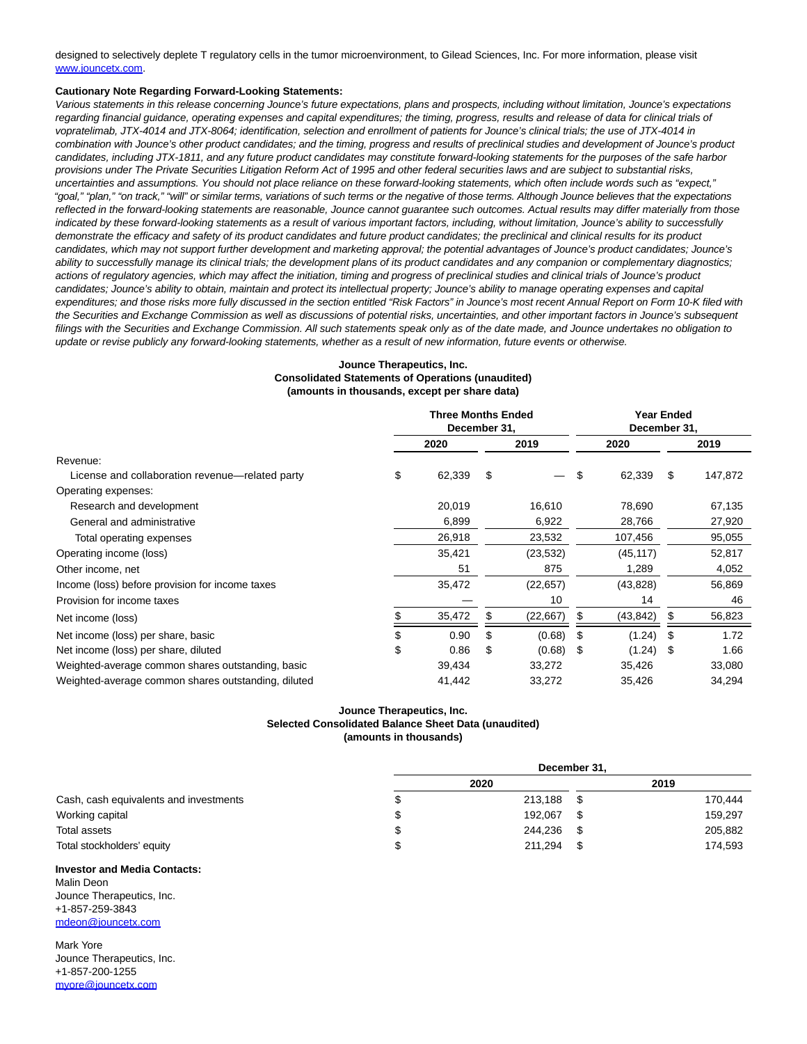designed to selectively deplete T regulatory cells in the tumor microenvironment, to Gilead Sciences, Inc. For more information, please visit www.jouncetx.com.

**Cautionary Note Regarding Forward-Looking Statements:**

*Various statements in this release concerning Jounce's future expectations, plans and prospects, including without limitation, Jounce's expectations regarding financial guidance, operating expenses and capital expenditures; the timing, progress, results and release of data for clinical trials of vopratelimab, JTX-4014 and JTX-8064; identification, selection and enrollment of patients for Jounce's clinical trials; the use of JTX-4014 in combination with Jounce's other product candidates; and the timing, progress and results of preclinical studies and development of Jounce's product candidates, including JTX-1811, and any future product candidates may constitute forward-looking statements for the purposes of the safe harbor provisions under The Private Securities Litigation Reform Act of 1995 and other federal securities laws and are subject to substantial risks, uncertainties and assumptions. You should not place reliance on these forward-looking statements, which often include words such as "expect," "goal," "plan," "on track," "will" or similar terms, variations of such terms or the negative of those terms. Although Jounce believes that the expectations reflected in the forward-looking statements are reasonable, Jounce cannot guarantee such outcomes. Actual results may differ materially from those indicated by these forward-looking statements as a result of various important factors, including, without limitation, Jounce's ability to successfully demonstrate the efficacy and safety of its product candidates and future product candidates; the preclinical and clinical results for its product candidates, which may not support further development and marketing approval; the potential advantages of Jounce's product candidates; Jounce's ability to successfully manage its clinical trials; the development plans of its product candidates and any companion or complementary diagnostics; actions of regulatory agencies, which may affect the initiation, timing and progress of preclinical studies and clinical trials of Jounce's product candidates; Jounce's ability to obtain, maintain and protect its intellectual property; Jounce's ability to manage operating expenses and capital expenditures; and those risks more fully discussed in the section entitled "Risk Factors" in Jounce's most recent Annual Report on Form 10-K filed with the Securities and Exchange Commission as well as discussions of potential risks, uncertainties, and other important factors in Jounce's subsequent filings with the Securities and Exchange Commission. All such statements speak only as of the date made, and Jounce undertakes no obligation to update or revise publicly any forward-looking statements, whether as a result of new information, future events or otherwise.*

**Jounce Therapeutics, Inc.**
**Consolidated Statements of Operations (unaudited)**
**(amounts in thousands, except per share data)**

| | Three Months Ended December 31, | | Year Ended December 31, | |
|---|---|---|---|---|
| | 2020 | 2019 | 2020 | 2019 |
| Revenue: | | | | |
| License and collaboration revenue—related party | $ 62,339 | $ — | $ 62,339 | $ 147,872 |
| Operating expenses: | | | | |
| Research and development | 20,019 | 16,610 | 78,690 | 67,135 |
| General and administrative | 6,899 | 6,922 | 28,766 | 27,920 |
| Total operating expenses | 26,918 | 23,532 | 107,456 | 95,055 |
| Operating income (loss) | 35,421 | (23,532) | (45,117) | 52,817 |
| Other income, net | 51 | 875 | 1,289 | 4,052 |
| Income (loss) before provision for income taxes | 35,472 | (22,657) | (43,828) | 56,869 |
| Provision for income taxes | — | 10 | 14 | 46 |
| Net income (loss) | $ 35,472 | $ (22,667) | $ (43,842) | $ 56,823 |
| Net income (loss) per share, basic | $ 0.90 | $ (0.68) | $ (1.24) | $ 1.72 |
| Net income (loss) per share, diluted | $ 0.86 | $ (0.68) | $ (1.24) | $ 1.66 |
| Weighted-average common shares outstanding, basic | 39,434 | 33,272 | 35,426 | 33,080 |
| Weighted-average common shares outstanding, diluted | 41,442 | 33,272 | 35,426 | 34,294 |

**Jounce Therapeutics, Inc.**
**Selected Consolidated Balance Sheet Data (unaudited)**
**(amounts in thousands)**

| | December 31, | |
|---|---|---|
| | 2020 | 2019 |
| Cash, cash equivalents and investments | $ 213,188 | $ 170,444 |
| Working capital | $ 192,067 | $ 159,297 |
| Total assets | $ 244,236 | $ 205,882 |
| Total stockholders' equity | $ 211,294 | $ 174,593 |

**Investor and Media Contacts:**
Malin Deon
Jounce Therapeutics, Inc.
+1-857-259-3843
mdeon@jouncetx.com

Mark Yore
Jounce Therapeutics, Inc.
+1-857-200-1255
myore@jouncetx.com